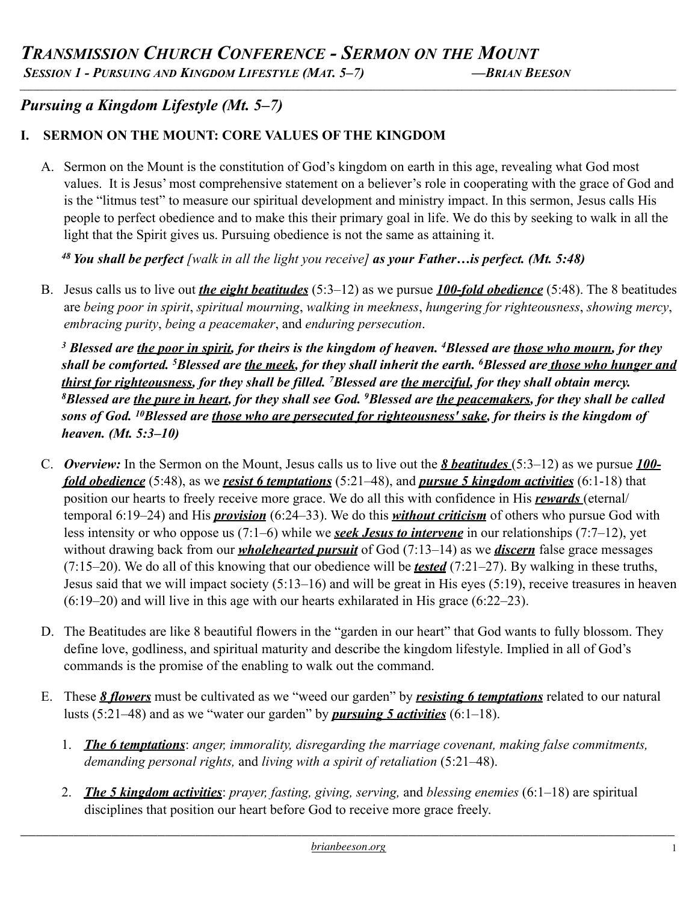# *Transmission Church Conference - Sermon on the Mount*

***Session 1 - Pursuing and Kingdom Lifestyle (Mat. 5–7)*** —***Brian Beeson***

## *Pursuing a Kingdom Lifestyle (Mt. 5–7)*

### I. SERMON ON THE MOUNT: CORE VALUES OF THE KINGDOM

A. Sermon on the Mount is the constitution of God's kingdom on earth in this age, revealing what God most values. It is Jesus' most comprehensive statement on a believer's role in cooperating with the grace of God and is the "litmus test" to measure our spiritual development and ministry impact. In this sermon, Jesus calls His people to perfect obedience and to make this their primary goal in life. We do this by seeking to walk in all the light that the Spirit gives us. Pursuing obedience is not the same as attaining it.

> [48] ***You shall be perfect*** *[walk in all the light you receive]* ***as your Father…is perfect. (Mt. 5:48)***

B. Jesus calls us to live out ***the eight beatitudes*** (5:3–12) as we pursue ***100-fold obedience*** (5:48). The 8 beatitudes are *being poor in spirit*, *spiritual mourning*, *walking in meekness*, *hungering for righteousness*, *showing mercy*, *embracing purity*, *being a peacemaker*, and *enduring persecution*.

> ***[3] Blessed are the poor in spirit, for theirs is the kingdom of heaven. [4]Blessed are those who mourn, for they shall be comforted. [5]Blessed are the meek, for they shall inherit the earth. [6]Blessed are those who hunger and thirst for righteousness, for they shall be filled. [7]Blessed are the merciful, for they shall obtain mercy. [8]Blessed are the pure in heart, for they shall see God. [9]Blessed are the peacemakers, for they shall be called sons of God. [10]Blessed are those who are persecuted for righteousness' sake, for theirs is the kingdom of heaven. (Mt. 5:3–10)***

C. ***Overview:*** In the Sermon on the Mount, Jesus calls us to live out the ***8 beatitudes*** (5:3–12) as we pursue ***100-fold obedience*** (5:48), as we ***resist 6 temptations*** (5:21–48), and ***pursue 5 kingdom activities*** (6:1-18) that position our hearts to freely receive more grace. We do all this with confidence in His ***rewards*** (eternal/ temporal 6:19–24) and His ***provision*** (6:24–33). We do this ***without criticism*** of others who pursue God with less intensity or who oppose us (7:1–6) while we ***seek Jesus to intervene*** in our relationships (7:7–12), yet without drawing back from our ***wholehearted pursuit*** of God (7:13–14) as we ***discern*** false grace messages (7:15–20). We do all of this knowing that our obedience will be ***tested*** (7:21–27). By walking in these truths, Jesus said that we will impact society (5:13–16) and will be great in His eyes (5:19), receive treasures in heaven (6:19–20) and will live in this age with our hearts exhilarated in His grace (6:22–23).

D. The Beatitudes are like 8 beautiful flowers in the "garden in our heart" that God wants to fully blossom. They define love, godliness, and spiritual maturity and describe the kingdom lifestyle. Implied in all of God's commands is the promise of the enabling to walk out the command.

E. These ***8 flowers*** must be cultivated as we "weed our garden" by ***resisting 6 temptations*** related to our natural lusts (5:21–48) and as we "water our garden" by ***pursuing 5 activities*** (6:1–18).

1. ***The 6 temptations***: *anger, immorality, disregarding the marriage covenant, making false commitments, demanding personal rights,* and *living with a spirit of retaliation* (5:21–48).

2. ***The 5 kingdom activities***: *prayer, fasting, giving, serving,* and *blessing enemies* (6:1–18) are spiritual disciplines that position our heart before God to receive more grace freely.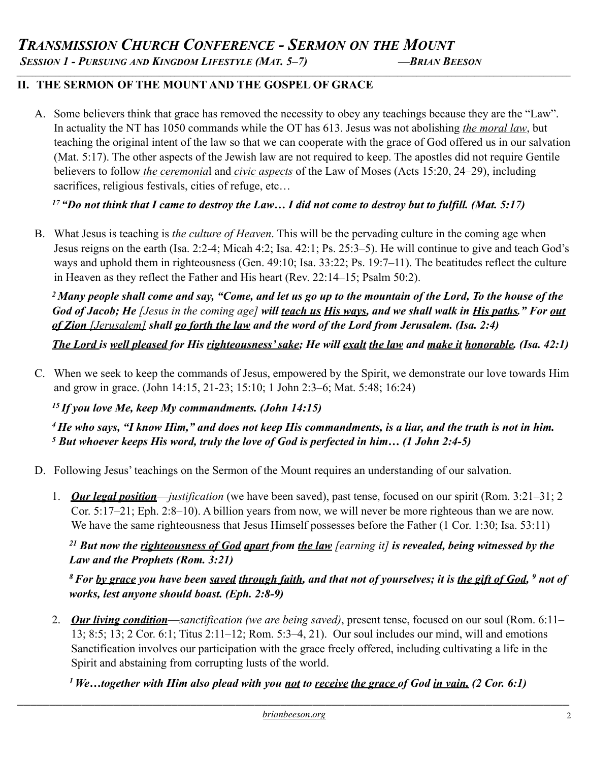## II. THE SERMON OF THE MOUNT AND THE GOSPEL OF GRACE

A. Some believers think that grace has removed the necessity to obey any teachings because they are the "Law". In actuality the NT has 1050 commands while the OT has 613. Jesus was not abolishing *the moral law*, but teaching the original intent of the law so that we can cooperate with the grace of God offered us in our salvation (Mat. 5:17). The other aspects of the Jewish law are not required to keep. The apostles did not require Gentile believers to follow *the ceremonial* and *civic aspects* of the Law of Moses (Acts 15:20, 24–29), including sacrifices, religious festivals, cities of refuge, etc…

***[17] "Do not think that I came to destroy the Law… I did not come to destroy but to fulfill. (Mat. 5:17)***

B. What Jesus is teaching is *the culture of Heaven*. This will be the pervading culture in the coming age when Jesus reigns on the earth (Isa. 2:2-4; Micah 4:2; Isa. 42:1; Ps. 25:3–5). He will continue to give and teach God's ways and uphold them in righteousness (Gen. 49:10; Isa. 33:22; Ps. 19:7–11). The beatitudes reflect the culture in Heaven as they reflect the Father and His heart (Rev. 22:14–15; Psalm 50:2).

***[2] Many people shall come and say, "Come, and let us go up to the mountain of the Lord, To the house of the God of Jacob; He** [Jesus in the coming age] **will teach us His ways, and we shall walk in His paths." For out of Zion** [Jerusalem] **shall go forth the law and the word of the Lord from Jerusalem. (Isa. 2:4)***

***The Lord is well pleased for His righteousness' sake; He will exalt the law and make it honorable. (Isa. 42:1)***

C. When we seek to keep the commands of Jesus, empowered by the Spirit, we demonstrate our love towards Him and grow in grace. (John 14:15, 21-23; 15:10; 1 John 2:3–6; Mat. 5:48; 16:24)

***[15] If you love Me, keep My commandments. (John 14:15)***

***[4] He who says, "I know Him," and does not keep His commandments, is a liar, and the truth is not in him. [5] But whoever keeps His word, truly the love of God is perfected in him… (1 John 2:4-5)***

D. Following Jesus' teachings on the Sermon of the Mount requires an understanding of our salvation.

1. ***Our legal position***—*justification* (we have been saved), past tense, focused on our spirit (Rom. 3:21–31; 2 Cor. 5:17–21; Eph. 2:8–10). A billion years from now, we will never be more righteous than we are now. We have the same righteousness that Jesus Himself possesses before the Father (1 Cor. 1:30; Isa. 53:11)

   ***[21] But now the righteousness of God apart from the law** [earning it] **is revealed, being witnessed by the Law and the Prophets (Rom. 3:21)***

   ***[8] For by grace you have been saved through faith, and that not of yourselves; it is the gift of God, [9] not of works, lest anyone should boast. (Eph. 2:8-9)***

2. ***Our living condition***—*sanctification (we are being saved)*, present tense, focused on our soul (Rom. 6:11–13; 8:5; 13; 2 Cor. 6:1; Titus 2:11–12; Rom. 5:3–4, 21). Our soul includes our mind, will and emotions Sanctification involves our participation with the grace freely offered, including cultivating a life in the Spirit and abstaining from corrupting lusts of the world.

   ***[1] We…together with Him also plead with you not to receive the grace of God in vain. (2 Cor. 6:1)***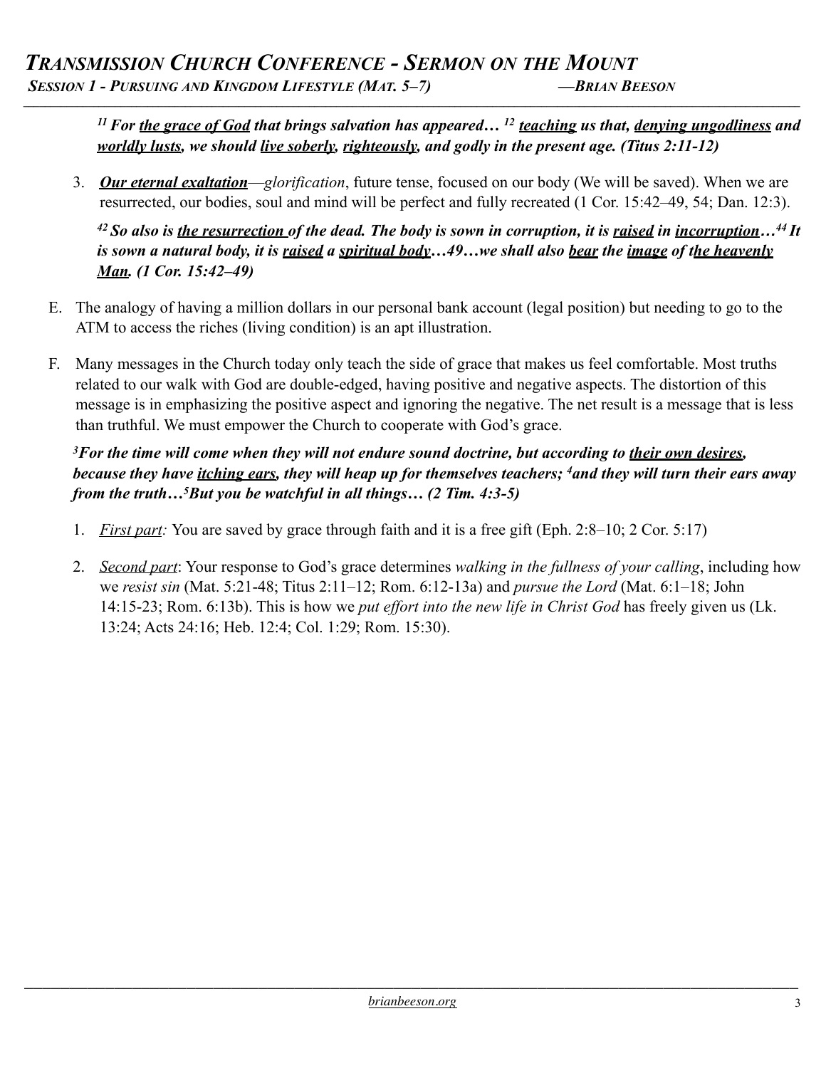***[11] For <u>the grace of God</u> that brings salvation has appeared… [12] <u>teaching</u> us that, <u>denying ungodliness</u> and <u>worldly lusts</u>, we should <u>live soberly</u>, <u>righteously</u>, and godly in the present age. (Titus 2:11-12)***

3. ***<u>Our eternal exaltation</u>***—*glorification*, future tense, focused on our body (We will be saved). When we are resurrected, our bodies, soul and mind will be perfect and fully recreated (1 Cor. 15:42–49, 54; Dan. 12:3).

   ***[42] So also is <u>the resurrection</u> of the dead. The body is sown in corruption, it is <u>raised</u> in <u>incorruption</u>…[44] It is sown a natural body, it is <u>raised</u> a <u>spiritual body</u>…49…we shall also <u>bear</u> the <u>image</u> of t<u>he heavenly Man</u>. (1 Cor. 15:42–49)***

E. The analogy of having a million dollars in our personal bank account (legal position) but needing to go to the ATM to access the riches (living condition) is an apt illustration.

F. Many messages in the Church today only teach the side of grace that makes us feel comfortable. Most truths related to our walk with God are double-edged, having positive and negative aspects. The distortion of this message is in emphasizing the positive aspect and ignoring the negative. The net result is a message that is less than truthful. We must empower the Church to cooperate with God's grace.

***[3]For the time will come when they will not endure sound doctrine, but according to <u>their own desires</u>, because they have <u>itching ears</u>, they will heap up for themselves teachers; [4]and they will turn their ears away from the truth…[5]But you be watchful in all things… (2 Tim. 4:3-5)***

1. *<u>First part</u>:* You are saved by grace through faith and it is a free gift (Eph. 2:8–10; 2 Cor. 5:17)

2. *<u>Second part</u>*: Your response to God's grace determines *walking in the fullness of your calling*, including how we *resist sin* (Mat. 5:21-48; Titus 2:11–12; Rom. 6:12-13a) and *pursue the Lord* (Mat. 6:1–18; John 14:15-23; Rom. 6:13b). This is how we *put effort into the new life in Christ God* has freely given us (Lk. 13:24; Acts 24:16; Heb. 12:4; Col. 1:29; Rom. 15:30).